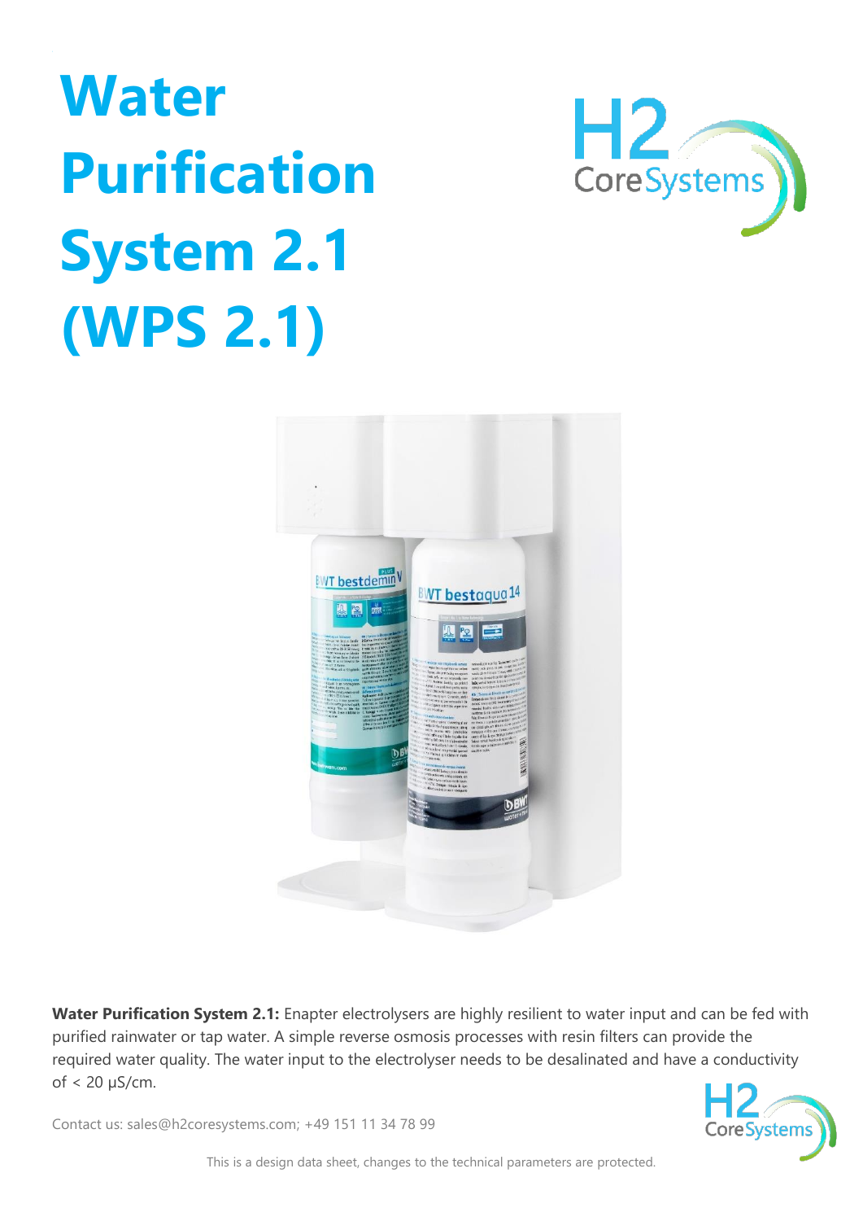# Water Purification System 2.1 (WPS 2.1)

**Water Purification System 2.1:** Enapter electrolysers are highly resilient to water input and can be fed with purified rainwater or tap water. A simple reverse osmosis processes with resin filters can provide the required water quality. The water input to the electrolyser needs to be desalinated and have a conductivity of < 20 µS/cm.

Contact us: sales@h2coresystems.com; +49 151 11 34 78 99

This is a design data sheet, changes to the technical parameters are protected.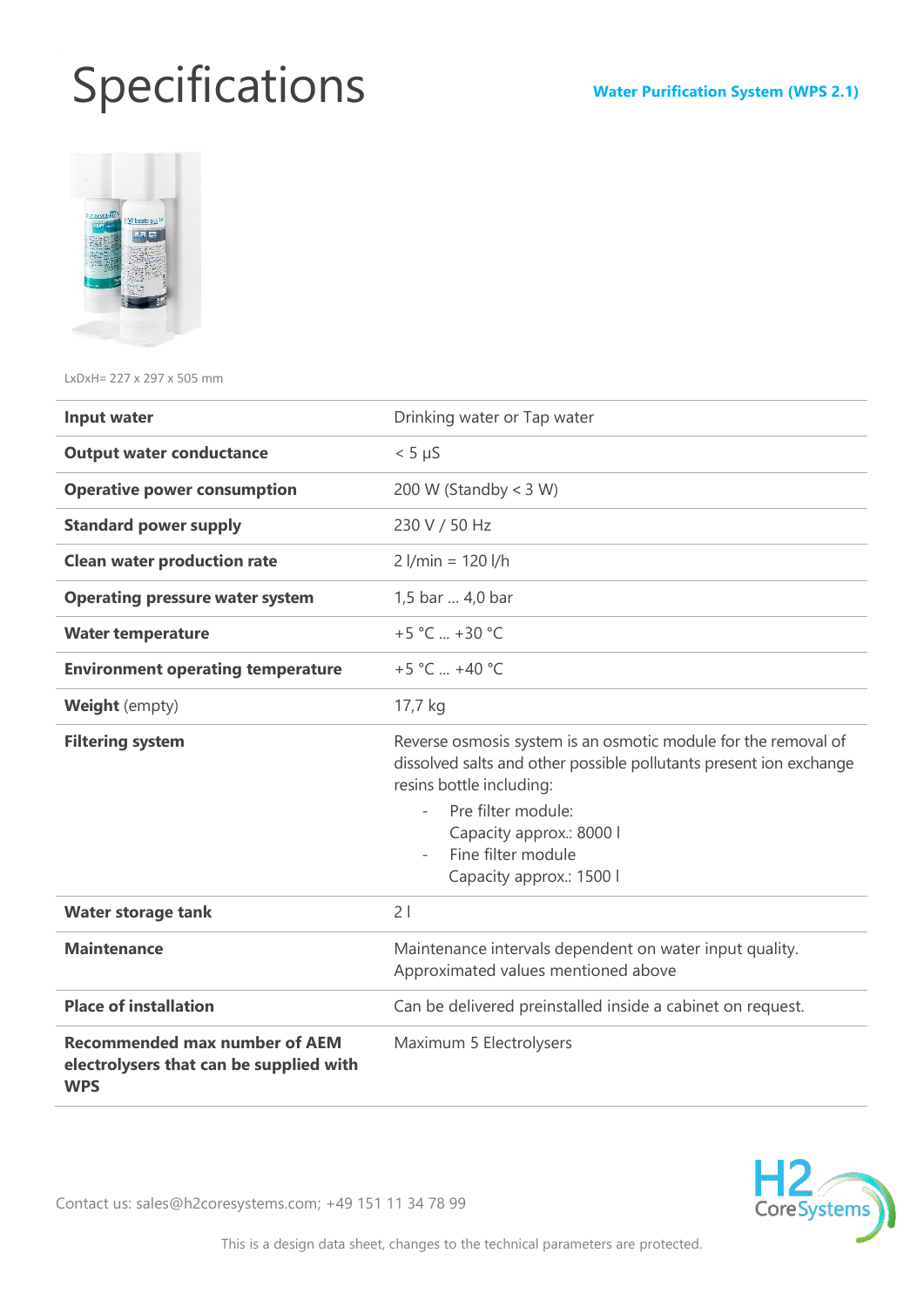# Specifications

**Water Purification System (WPS 2.1)**

LxDxH= 227 x 297 x 505 mm

| | |
|---|---|
| **Input water** | Drinking water or Tap water |
| **Output water conductance** | < 5 µS |
| **Operative power consumption** | 200 W (Standby < 3 W) |
| **Standard power supply** | 230 V / 50 Hz |
| **Clean water production rate** | 2 l/min = 120 l/h |
| **Operating pressure water system** | 1,5 bar … 4,0 bar |
| **Water temperature** | +5 °C … +30 °C |
| **Environment operating temperature** | +5 °C … +40 °C |
| **Weight** (empty) | 17,7 kg |
| **Filtering system** | Reverse osmosis system is an osmotic module for the removal of dissolved salts and other possible pollutants present ion exchange resins bottle including: <br>- Pre filter module: Capacity approx.: 8000 l <br>- Fine filter module Capacity approx.: 1500 l |
| **Water storage tank** | 2 l |
| **Maintenance** | Maintenance intervals dependent on water input quality. Approximated values mentioned above |
| **Place of installation** | Can be delivered preinstalled inside a cabinet on request. |
| **Recommended max number of AEM electrolysers that can be supplied with WPS** | Maximum 5 Electrolysers |

Contact us: sales@h2coresystems.com; +49 151 11 34 78 99

H2 CoreSystems

This is a design data sheet, changes to the technical parameters are protected.